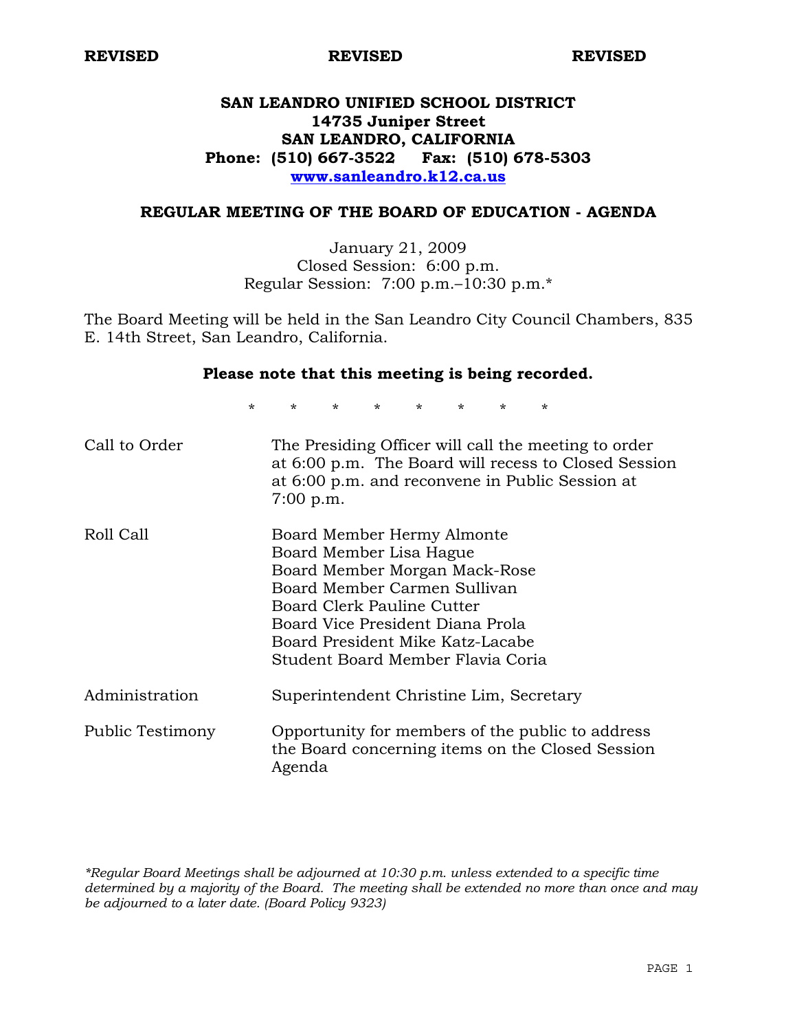**REVISED** **REVISED** **REVISED**

# SAN LEANDRO UNIFIED SCHOOL DISTRICT
**14735 Juniper Street**
**SAN LEANDRO, CALIFORNIA**
**Phone: (510) 667-3522 Fax: (510) 678-5303**
**www.sanleandro.k12.ca.us**

## REGULAR MEETING OF THE BOARD OF EDUCATION - AGENDA

January 21, 2009
Closed Session: 6:00 p.m.
Regular Session: 7:00 p.m.–10:30 p.m.*

The Board Meeting will be held in the San Leandro City Council Chambers, 835 E. 14th Street, San Leandro, California.

**Please note that this meeting is being recorded.**

\* \* \* \* \* \* \* \*

| | |
|---|---|
| Call to Order | The Presiding Officer will call the meeting to order at 6:00 p.m. The Board will recess to Closed Session at 6:00 p.m. and reconvene in Public Session at 7:00 p.m. |
| Roll Call | Board Member Hermy Almonte<br>Board Member Lisa Hague<br>Board Member Morgan Mack-Rose<br>Board Member Carmen Sullivan<br>Board Clerk Pauline Cutter<br>Board Vice President Diana Prola<br>Board President Mike Katz-Lacabe<br>Student Board Member Flavia Coria |
| Administration | Superintendent Christine Lim, Secretary |
| Public Testimony | Opportunity for members of the public to address the Board concerning items on the Closed Session Agenda |

*\*Regular Board Meetings shall be adjourned at 10:30 p.m. unless extended to a specific time determined by a majority of the Board. The meeting shall be extended no more than once and may be adjourned to a later date. (Board Policy 9323)*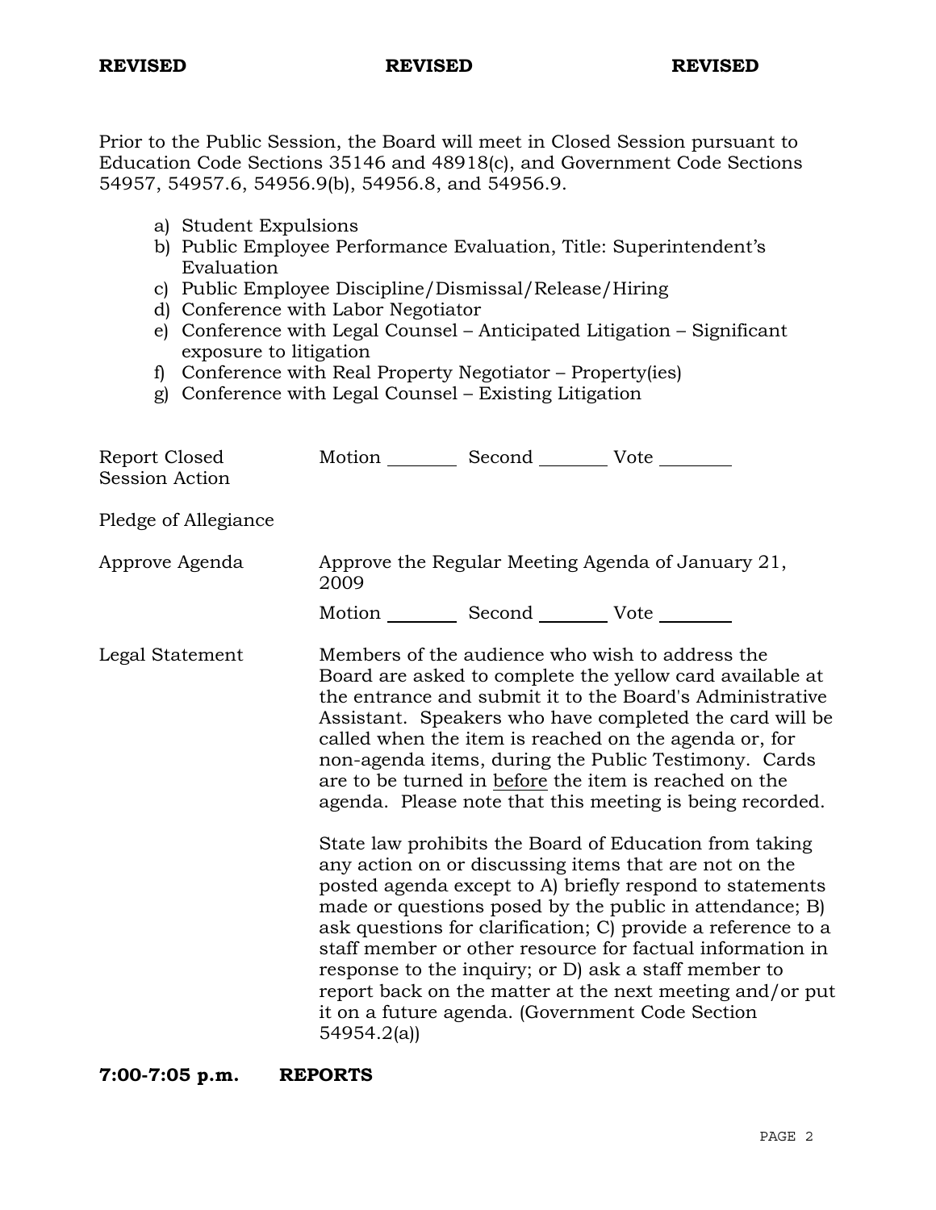**REVISED** **REVISED** **REVISED**

Prior to the Public Session, the Board will meet in Closed Session pursuant to Education Code Sections 35146 and 48918(c), and Government Code Sections 54957, 54957.6, 54956.9(b), 54956.8, and 54956.9.

a) Student Expulsions
b) Public Employee Performance Evaluation, Title: Superintendent's Evaluation
c) Public Employee Discipline/Dismissal/Release/Hiring
d) Conference with Labor Negotiator
e) Conference with Legal Counsel – Anticipated Litigation – Significant exposure to litigation
f) Conference with Real Property Negotiator – Property(ies)
g) Conference with Legal Counsel – Existing Litigation

Report Closed Session Action — Motion ________ Second ________ Vote ________

Pledge of Allegiance

Approve Agenda — Approve the Regular Meeting Agenda of January 21, 2009

Motion ________ Second ________ Vote ________

Legal Statement — Members of the audience who wish to address the Board are asked to complete the yellow card available at the entrance and submit it to the Board's Administrative Assistant. Speakers who have completed the card will be called when the item is reached on the agenda or, for non-agenda items, during the Public Testimony. Cards are to be turned in before the item is reached on the agenda. Please note that this meeting is being recorded.

State law prohibits the Board of Education from taking any action on or discussing items that are not on the posted agenda except to A) briefly respond to statements made or questions posed by the public in attendance; B) ask questions for clarification; C) provide a reference to a staff member or other resource for factual information in response to the inquiry; or D) ask a staff member to report back on the matter at the next meeting and/or put it on a future agenda. (Government Code Section 54954.2(a))

**7:00-7:05 p.m. REPORTS**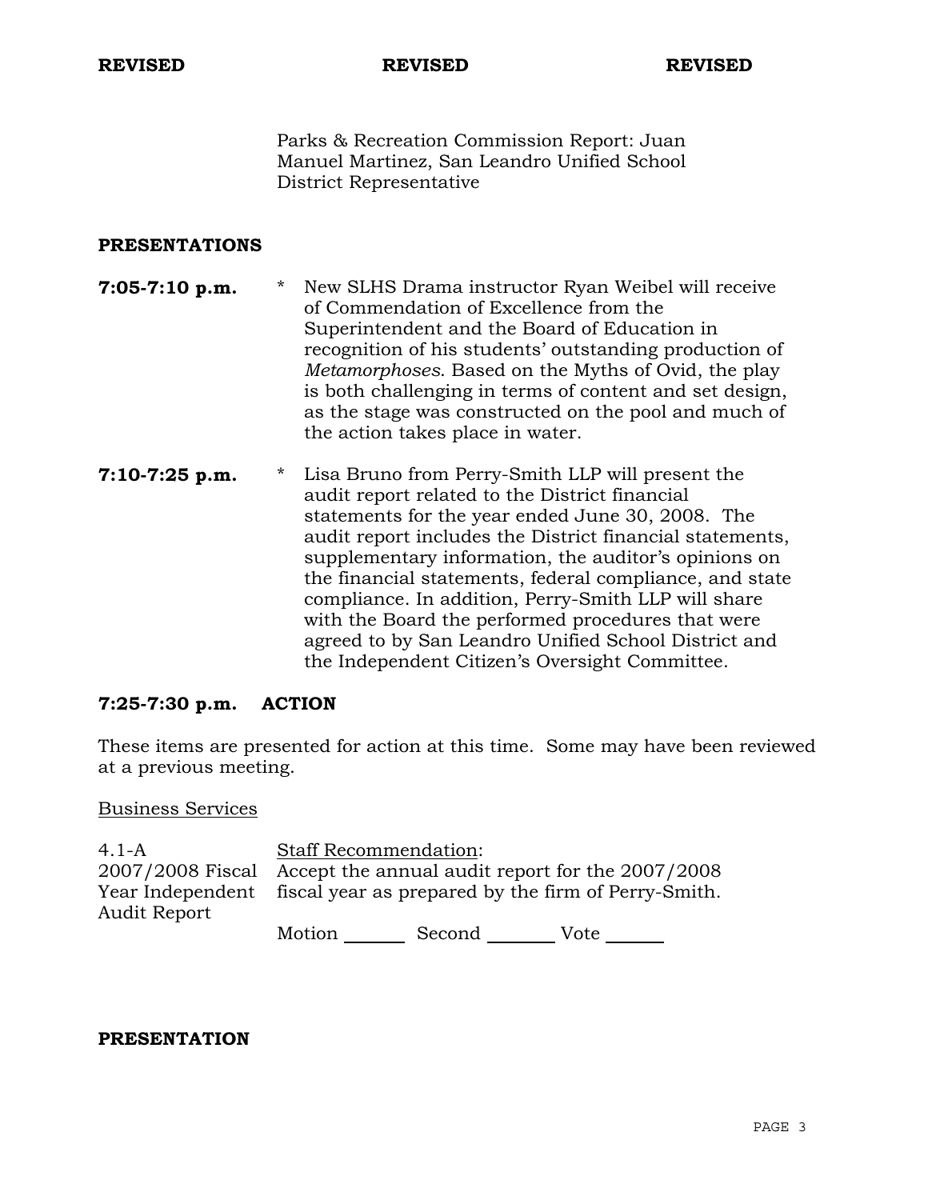**REVISED** **REVISED** **REVISED**

Parks & Recreation Commission Report: Juan Manuel Martinez, San Leandro Unified School District Representative

**PRESENTATIONS**

**7:05-7:10 p.m.** * New SLHS Drama instructor Ryan Weibel will receive of Commendation of Excellence from the Superintendent and the Board of Education in recognition of his students' outstanding production of *Metamorphoses*. Based on the Myths of Ovid, the play is both challenging in terms of content and set design, as the stage was constructed on the pool and much of the action takes place in water.

**7:10-7:25 p.m.** * Lisa Bruno from Perry-Smith LLP will present the audit report related to the District financial statements for the year ended June 30, 2008. The audit report includes the District financial statements, supplementary information, the auditor's opinions on the financial statements, federal compliance, and state compliance. In addition, Perry-Smith LLP will share with the Board the performed procedures that were agreed to by San Leandro Unified School District and the Independent Citizen's Oversight Committee.

**7:25-7:30 p.m. ACTION**

These items are presented for action at this time. Some may have been reviewed at a previous meeting.

Business Services

4.1-A 2007/2008 Fiscal Year Independent Audit Report

Staff Recommendation:
Accept the annual audit report for the 2007/2008 fiscal year as prepared by the firm of Perry-Smith.

Motion _______ Second _______ Vote _______

**PRESENTATION**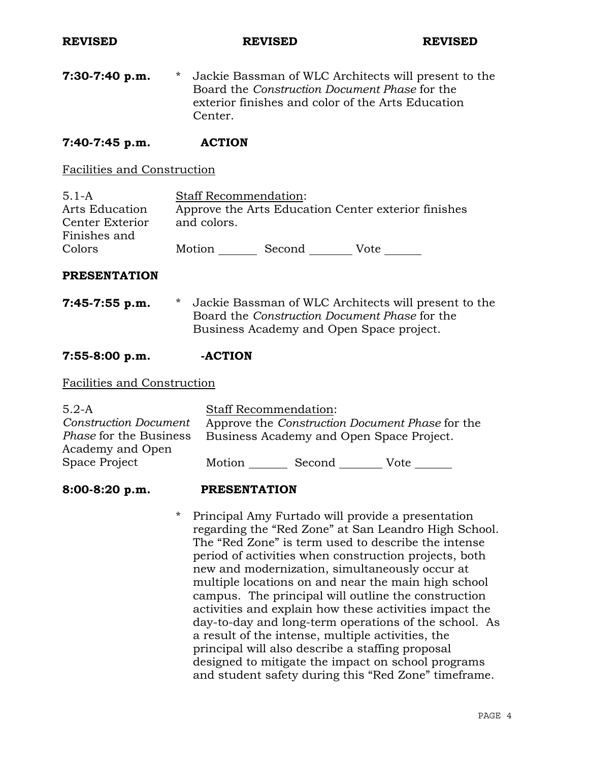**REVISED** **REVISED** **REVISED**

**7:30-7:40 p.m.** * Jackie Bassman of WLC Architects will present to the Board the *Construction Document Phase* for the exterior finishes and color of the Arts Education Center.

**7:40-7:45 p.m.** **ACTION**

Facilities and Construction

5.1-A Arts Education Center Exterior Finishes and Colors

Staff Recommendation:
Approve the Arts Education Center exterior finishes and colors.

Motion _______ Second ________ Vote _______

**PRESENTATION**

**7:45-7:55 p.m.** * Jackie Bassman of WLC Architects will present to the Board the *Construction Document Phase* for the Business Academy and Open Space project.

**7:55-8:00 p.m.** **-ACTION**

Facilities and Construction

5.2-A *Construction Document Phase* for the Business Academy and Open Space Project

Staff Recommendation:
Approve the *Construction Document Phase* for the Business Academy and Open Space Project.

Motion _______ Second ________ Vote _______

**8:00-8:20 p.m.** **PRESENTATION**

* Principal Amy Furtado will provide a presentation regarding the "Red Zone" at San Leandro High School. The "Red Zone" is term used to describe the intense period of activities when construction projects, both new and modernization, simultaneously occur at multiple locations on and near the main high school campus. The principal will outline the construction activities and explain how these activities impact the day-to-day and long-term operations of the school. As a result of the intense, multiple activities, the principal will also describe a staffing proposal designed to mitigate the impact on school programs and student safety during this "Red Zone" timeframe.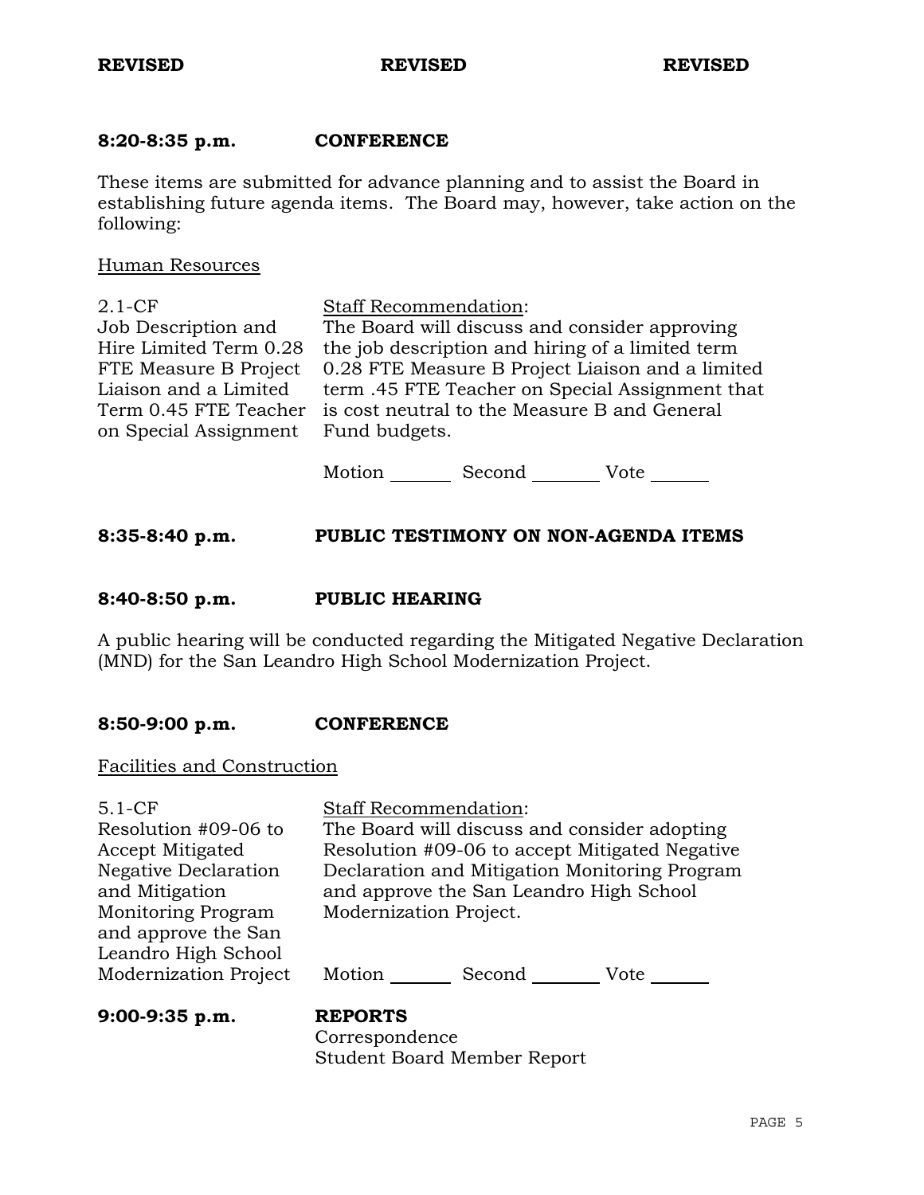**REVISED** **REVISED** **REVISED**

**8:20-8:35 p.m. CONFERENCE**

These items are submitted for advance planning and to assist the Board in establishing future agenda items. The Board may, however, take action on the following:

Human Resources

| | |
|---|---|
| 2.1-CF<br>Job Description and Hire Limited Term 0.28 FTE Measure B Project Liaison and a Limited Term 0.45 FTE Teacher on Special Assignment | Staff Recommendation:<br>The Board will discuss and consider approving the job description and hiring of a limited term 0.28 FTE Measure B Project Liaison and a limited term .45 FTE Teacher on Special Assignment that is cost neutral to the Measure B and General Fund budgets.<br><br>Motion _______ Second _______ Vote _______ |

**8:35-8:40 p.m. PUBLIC TESTIMONY ON NON-AGENDA ITEMS**

**8:40-8:50 p.m. PUBLIC HEARING**

A public hearing will be conducted regarding the Mitigated Negative Declaration (MND) for the San Leandro High School Modernization Project.

**8:50-9:00 p.m. CONFERENCE**

Facilities and Construction

| | |
|---|---|
| 5.1-CF<br>Resolution #09-06 to Accept Mitigated Negative Declaration and Mitigation Monitoring Program and approve the San Leandro High School Modernization Project | Staff Recommendation:<br>The Board will discuss and consider adopting Resolution #09-06 to accept Mitigated Negative Declaration and Mitigation Monitoring Program and approve the San Leandro High School Modernization Project.<br><br>Motion _______ Second _______ Vote _______ |

**9:00-9:35 p.m. REPORTS**

Correspondence
Student Board Member Report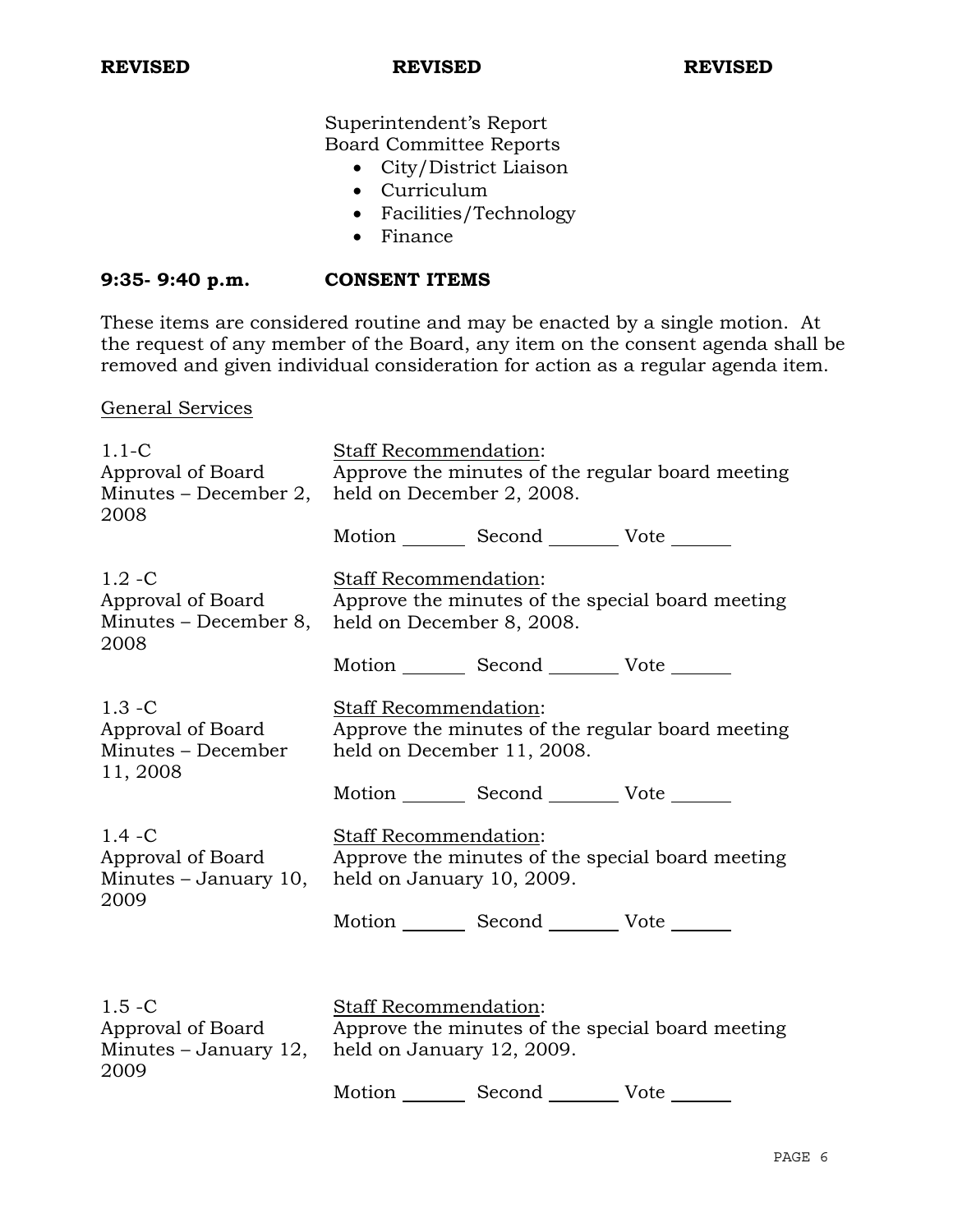**REVISED** **REVISED** **REVISED**

Superintendent's Report
Board Committee Reports

- City/District Liaison
- Curriculum
- Facilities/Technology
- Finance

**9:35- 9:40 p.m.** **CONSENT ITEMS**

These items are considered routine and may be enacted by a single motion. At the request of any member of the Board, any item on the consent agenda shall be removed and given individual consideration for action as a regular agenda item.

General Services

1.1-C
Approval of Board Minutes – December 2, 2008

Staff Recommendation:
Approve the minutes of the regular board meeting held on December 2, 2008.

Motion _______ Second _______ Vote _______

1.2 -C
Approval of Board Minutes – December 8, 2008

Staff Recommendation:
Approve the minutes of the special board meeting held on December 8, 2008.

Motion _______ Second _______ Vote _______

1.3 -C
Approval of Board Minutes – December 11, 2008

Staff Recommendation:
Approve the minutes of the regular board meeting held on December 11, 2008.

Motion _______ Second _______ Vote _______

1.4 -C
Approval of Board Minutes – January 10, 2009

Staff Recommendation:
Approve the minutes of the special board meeting held on January 10, 2009.

Motion _______ Second _______ Vote _______

1.5 -C
Approval of Board Minutes – January 12, 2009

Staff Recommendation:
Approve the minutes of the special board meeting held on January 12, 2009.

Motion _______ Second _______ Vote _______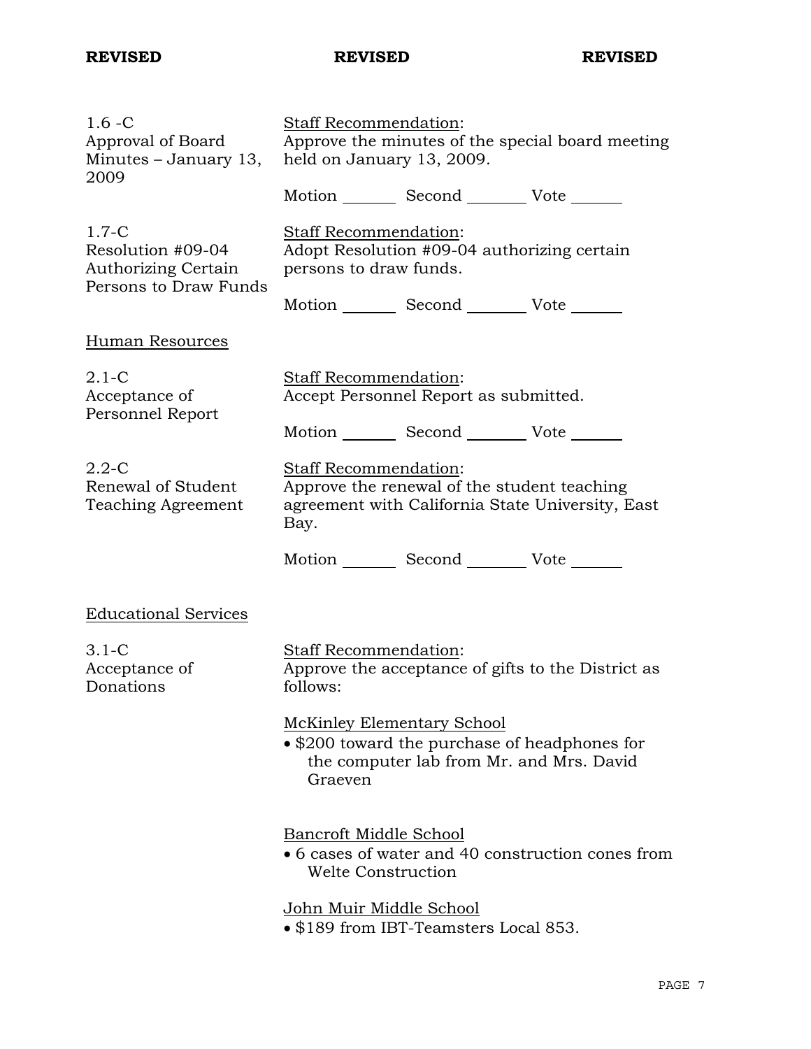**REVISED** **REVISED** **REVISED**

1.6 -C
Approval of Board Minutes – January 13, 2009

Staff Recommendation:
Approve the minutes of the special board meeting held on January 13, 2009.

Motion _______ Second _______ Vote _______

1.7-C
Resolution #09-04 Authorizing Certain Persons to Draw Funds

Staff Recommendation:
Adopt Resolution #09-04 authorizing certain persons to draw funds.

Motion _______ Second _______ Vote _______

Human Resources

2.1-C
Acceptance of Personnel Report

Staff Recommendation:
Accept Personnel Report as submitted.

Motion _______ Second _______ Vote _______

2.2-C
Renewal of Student Teaching Agreement

Staff Recommendation:
Approve the renewal of the student teaching agreement with California State University, East Bay.

Motion _______ Second _______ Vote _______

Educational Services

3.1-C
Acceptance of Donations

Staff Recommendation:
Approve the acceptance of gifts to the District as follows:

McKinley Elementary School

- $200 toward the purchase of headphones for the computer lab from Mr. and Mrs. David Graeven

Bancroft Middle School

- 6 cases of water and 40 construction cones from Welte Construction

John Muir Middle School

- $189 from IBT-Teamsters Local 853.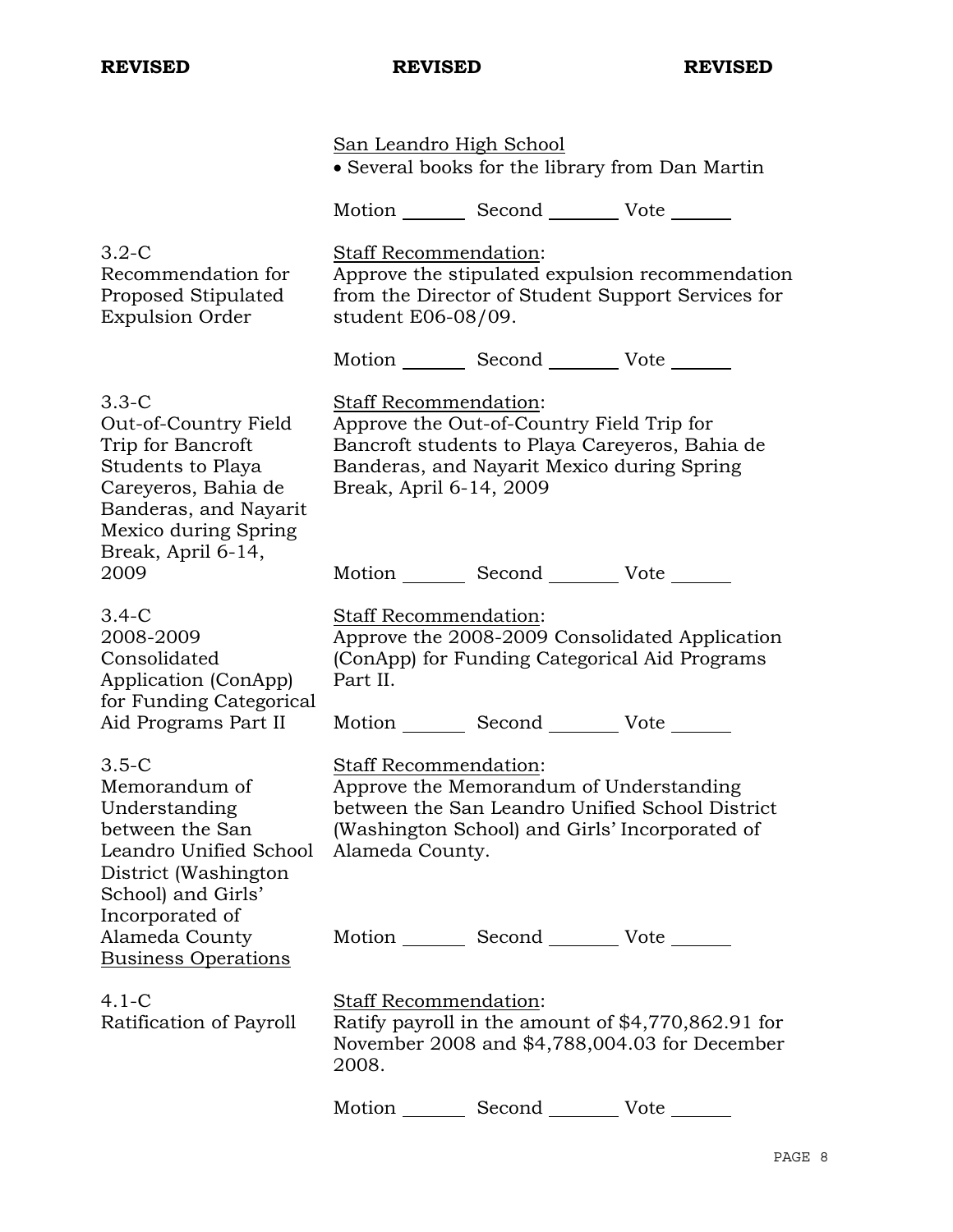**REVISED** **REVISED** **REVISED**

San Leandro High School

- Several books for the library from Dan Martin

Motion _______ Second _______ Vote _______

3.2-C
Recommendation for Proposed Stipulated Expulsion Order

Staff Recommendation:
Approve the stipulated expulsion recommendation from the Director of Student Support Services for student E06-08/09.

Motion _______ Second _______ Vote _______

3.3-C
Out-of-Country Field Trip for Bancroft Students to Playa Careyeros, Bahia de Banderas, and Nayarit Mexico during Spring Break, April 6-14, 2009

Staff Recommendation:
Approve the Out-of-Country Field Trip for Bancroft students to Playa Careyeros, Bahia de Banderas, and Nayarit Mexico during Spring Break, April 6-14, 2009

Motion _______ Second _______ Vote _______

3.4-C
2008-2009 Consolidated Application (ConApp) for Funding Categorical Aid Programs Part II

Staff Recommendation:
Approve the 2008-2009 Consolidated Application (ConApp) for Funding Categorical Aid Programs Part II.

Motion _______ Second _______ Vote _______

3.5-C
Memorandum of Understanding between the San Leandro Unified School District (Washington School) and Girls' Incorporated of Alameda County

Staff Recommendation:
Approve the Memorandum of Understanding between the San Leandro Unified School District (Washington School) and Girls' Incorporated of Alameda County.

Motion _______ Second _______ Vote _______

Business Operations

4.1-C
Ratification of Payroll

Staff Recommendation:
Ratify payroll in the amount of $4,770,862.91 for November 2008 and $4,788,004.03 for December 2008.

Motion _______ Second _______ Vote _______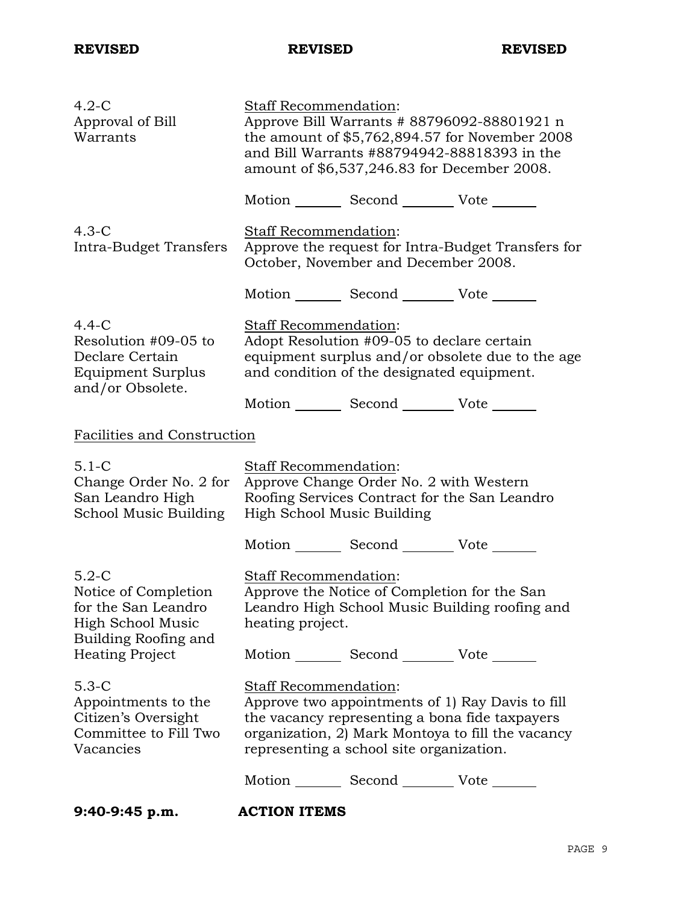**REVISED** **REVISED** **REVISED**

4.2-C
Approval of Bill Warrants

Staff Recommendation:
Approve Bill Warrants # 88796092-88801921 n the amount of $5,762,894.57 for November 2008 and Bill Warrants #88794942-88818393 in the amount of $6,537,246.83 for December 2008.

Motion _______ Second _______ Vote _______

4.3-C
Intra-Budget Transfers

Staff Recommendation:
Approve the request for Intra-Budget Transfers for October, November and December 2008.

Motion _______ Second _______ Vote _______

4.4-C
Resolution #09-05 to Declare Certain Equipment Surplus and/or Obsolete.

Staff Recommendation:
Adopt Resolution #09-05 to declare certain equipment surplus and/or obsolete due to the age and condition of the designated equipment.

Motion _______ Second _______ Vote _______

Facilities and Construction

5.1-C
Change Order No. 2 for San Leandro High School Music Building

Staff Recommendation:
Approve Change Order No. 2 with Western Roofing Services Contract for the San Leandro High School Music Building

Motion _______ Second _______ Vote _______

5.2-C
Notice of Completion for the San Leandro High School Music Building Roofing and Heating Project

Staff Recommendation:
Approve the Notice of Completion for the San Leandro High School Music Building roofing and heating project.

Motion _______ Second _______ Vote _______

5.3-C
Appointments to the Citizen's Oversight Committee to Fill Two Vacancies

Staff Recommendation:
Approve two appointments of 1) Ray Davis to fill the vacancy representing a bona fide taxpayers organization, 2) Mark Montoya to fill the vacancy representing a school site organization.

Motion _______ Second _______ Vote _______

**9:40-9:45 p.m.** **ACTION ITEMS**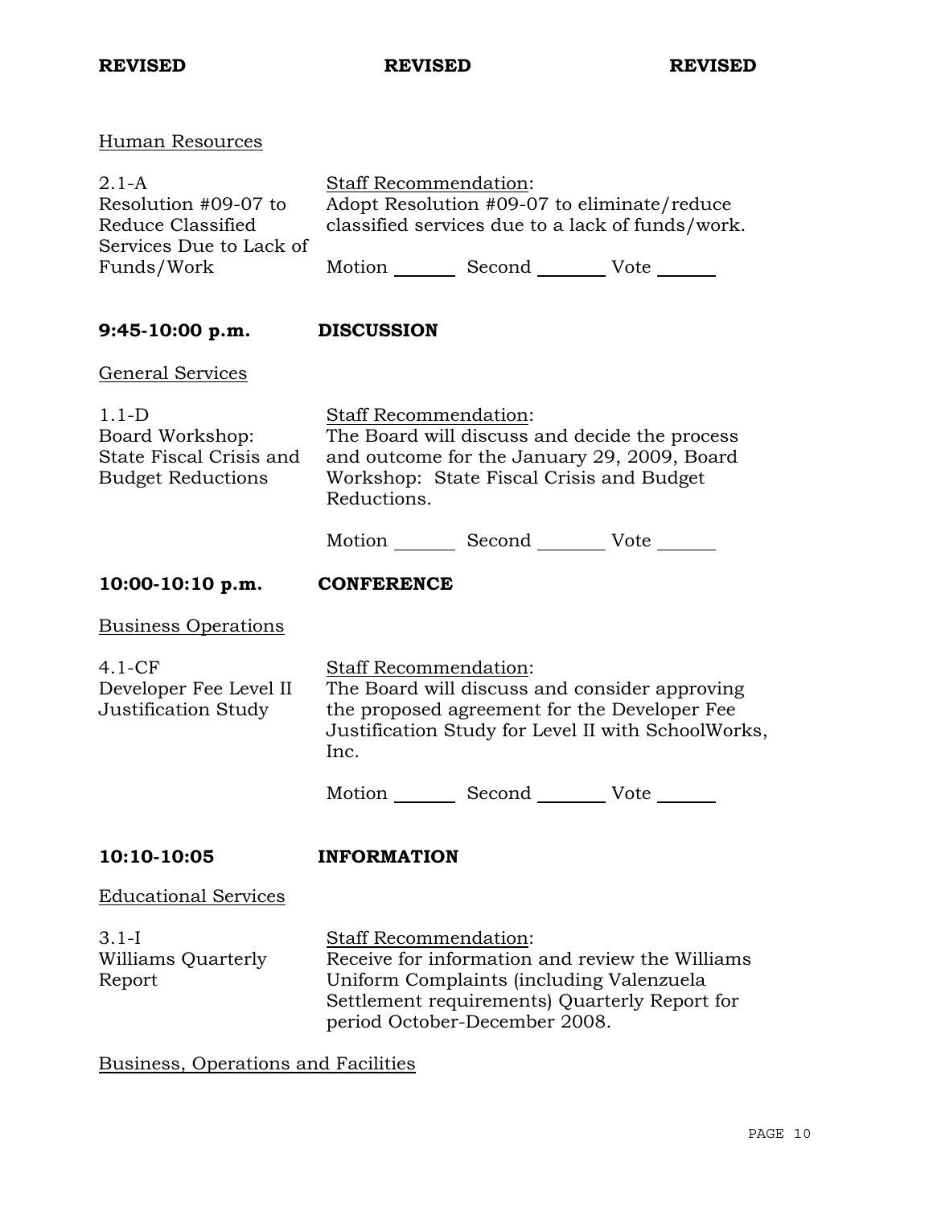**REVISED** **REVISED** **REVISED**

Human Resources

| | |
|---|---|
| 2.1-A<br>Resolution #09-07 to Reduce Classified Services Due to Lack of Funds/Work | Staff Recommendation:<br>Adopt Resolution #09-07 to eliminate/reduce classified services due to a lack of funds/work.<br><br>Motion _______ Second _______ Vote _______ |

**9:45-10:00 p.m.** **DISCUSSION**

General Services

| | |
|---|---|
| 1.1-D<br>Board Workshop: State Fiscal Crisis and Budget Reductions | Staff Recommendation:<br>The Board will discuss and decide the process and outcome for the January 29, 2009, Board Workshop: State Fiscal Crisis and Budget Reductions.<br><br>Motion _______ Second _______ Vote _______ |

**10:00-10:10 p.m.** **CONFERENCE**

Business Operations

| | |
|---|---|
| 4.1-CF<br>Developer Fee Level II Justification Study | Staff Recommendation:<br>The Board will discuss and consider approving the proposed agreement for the Developer Fee Justification Study for Level II with SchoolWorks, Inc.<br><br>Motion _______ Second _______ Vote _______ |

**10:10-10:05** **INFORMATION**

Educational Services

| | |
|---|---|
| 3.1-I<br>Williams Quarterly Report | Staff Recommendation:<br>Receive for information and review the Williams Uniform Complaints (including Valenzuela Settlement requirements) Quarterly Report for period October-December 2008. |

Business, Operations and Facilities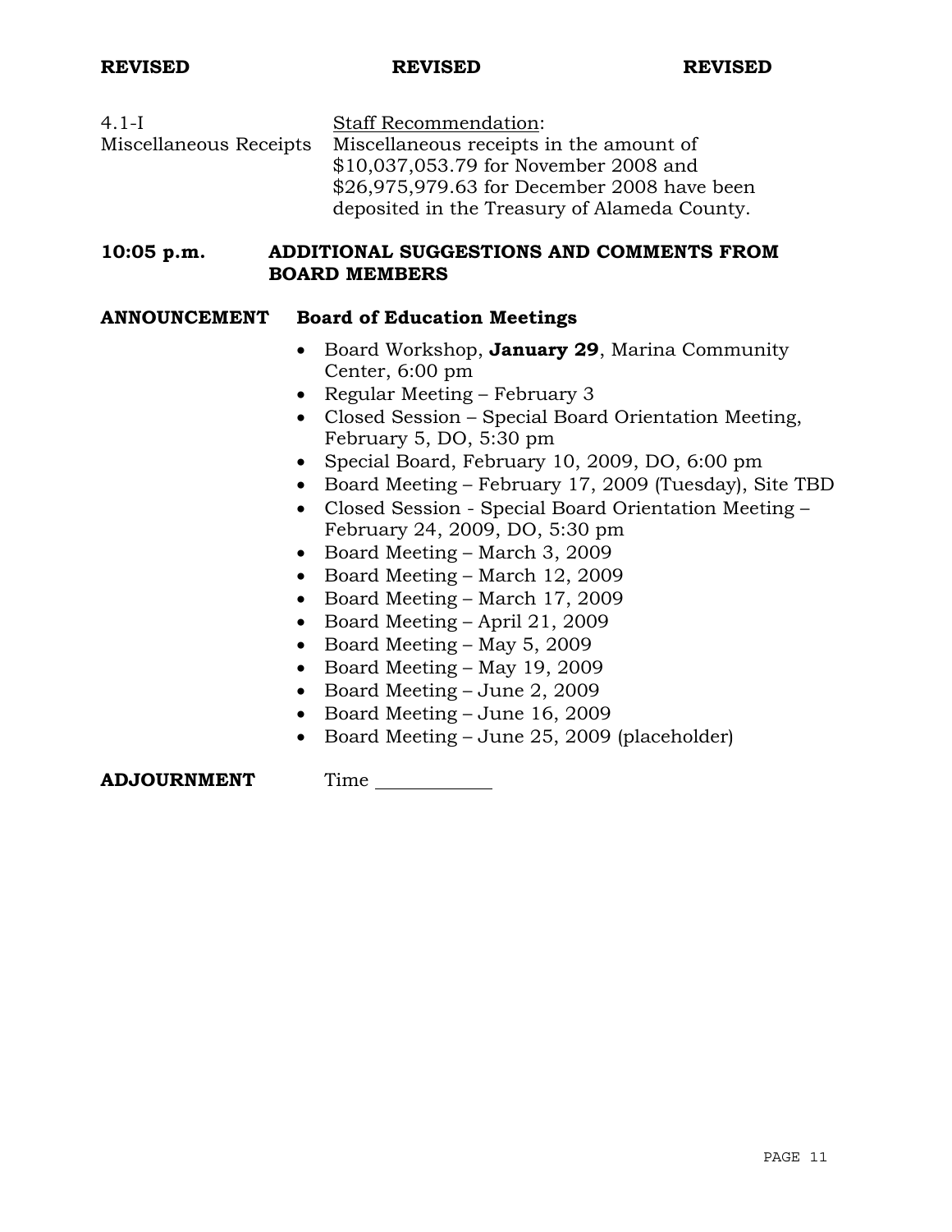**REVISED** **REVISED** **REVISED**

| | |
|---|---|
| 4.1-I<br>Miscellaneous Receipts | Staff Recommendation:<br>Miscellaneous receipts in the amount of $10,037,053.79 for November 2008 and $26,975,979.63 for December 2008 have been deposited in the Treasury of Alameda County. |

**10:05 p.m. ADDITIONAL SUGGESTIONS AND COMMENTS FROM BOARD MEMBERS**

**ANNOUNCEMENT Board of Education Meetings**

- Board Workshop, **January 29**, Marina Community Center, 6:00 pm
- Regular Meeting – February 3
- Closed Session – Special Board Orientation Meeting, February 5, DO, 5:30 pm
- Special Board, February 10, 2009, DO, 6:00 pm
- Board Meeting – February 17, 2009 (Tuesday), Site TBD
- Closed Session - Special Board Orientation Meeting – February 24, 2009, DO, 5:30 pm
- Board Meeting – March 3, 2009
- Board Meeting – March 12, 2009
- Board Meeting – March 17, 2009
- Board Meeting – April 21, 2009
- Board Meeting – May 5, 2009
- Board Meeting – May 19, 2009
- Board Meeting – June 2, 2009
- Board Meeting – June 16, 2009
- Board Meeting – June 25, 2009 (placeholder)

**ADJOURNMENT** Time ____________